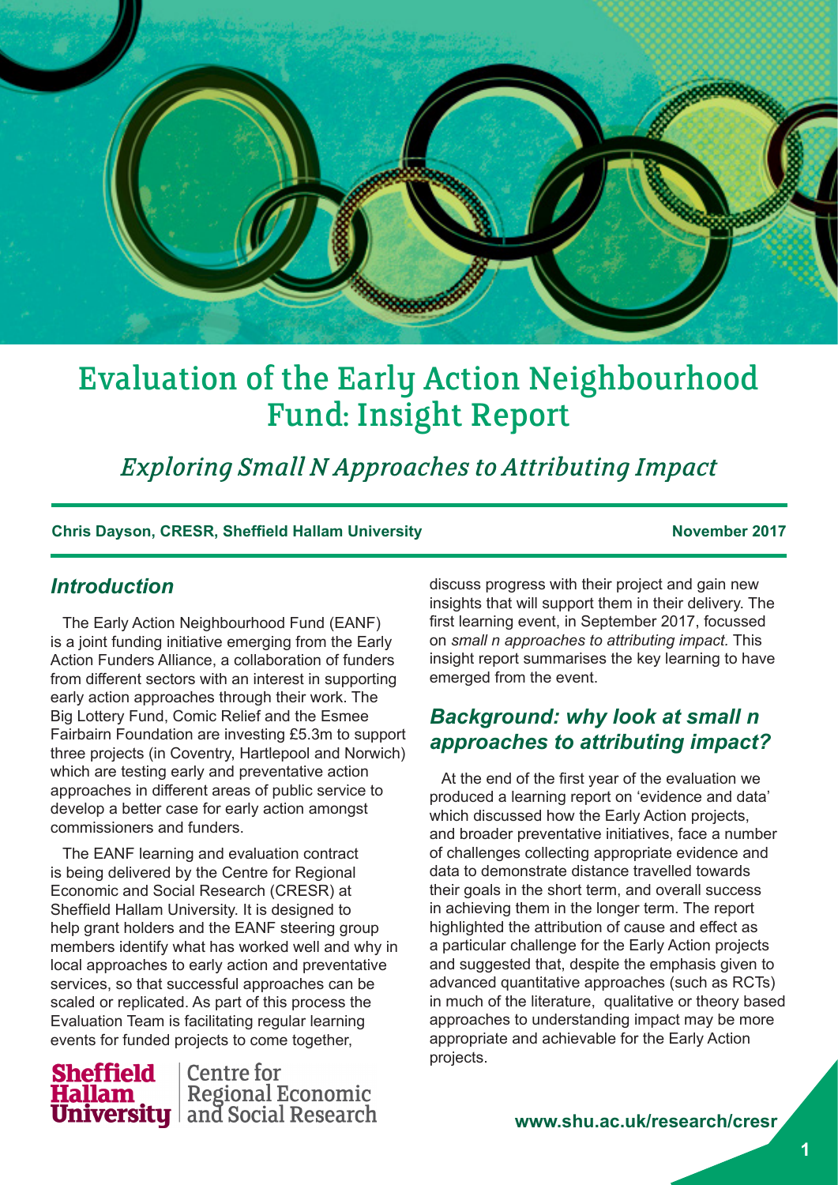# Evaluation of the Early Action Neighbourhood Fund: Insight Report

## *Exploring Small N Approaches to Attributing Impact*

**Chris Dayson, CRESR, Sheffield Hallam University** **November 2017**

## *Introduction*

The Early Action Neighbourhood Fund (EANF) is a joint funding initiative emerging from the Early Action Funders Alliance, a collaboration of funders from different sectors with an interest in supporting early action approaches through their work. The Big Lottery Fund, Comic Relief and the Esmee Fairbairn Foundation are investing £5.3m to support three projects (in Coventry, Hartlepool and Norwich) which are testing early and preventative action approaches in different areas of public service to develop a better case for early action amongst commissioners and funders.

The EANF learning and evaluation contract is being delivered by the Centre for Regional Economic and Social Research (CRESR) at Sheffield Hallam University. It is designed to help grant holders and the EANF steering group members identify what has worked well and why in local approaches to early action and preventative services, so that successful approaches can be scaled or replicated. As part of this process the Evaluation Team is facilitating regular learning events for funded projects to come together, discuss progress with their project and gain new insights that will support them in their delivery. The first learning event, in September 2017, focussed on *small n approaches to attributing impact.* This insight report summarises the key learning to have emerged from the event.

## *Background: why look at small n approaches to attributing impact?*

At the end of the first year of the evaluation we produced a learning report on 'evidence and data' which discussed how the Early Action projects, and broader preventative initiatives, face a number of challenges collecting appropriate evidence and data to demonstrate distance travelled towards their goals in the short term, and overall success in achieving them in the longer term. The report highlighted the attribution of cause and effect as a particular challenge for the Early Action projects and suggested that, despite the emphasis given to advanced quantitative approaches (such as RCTs) in much of the literature, qualitative or theory based approaches to understanding impact may be more appropriate and achievable for the Early Action projects.

Sheffield Hallam University | Centre for Regional Economic and Social Research

www.shu.ac.uk/research/cresr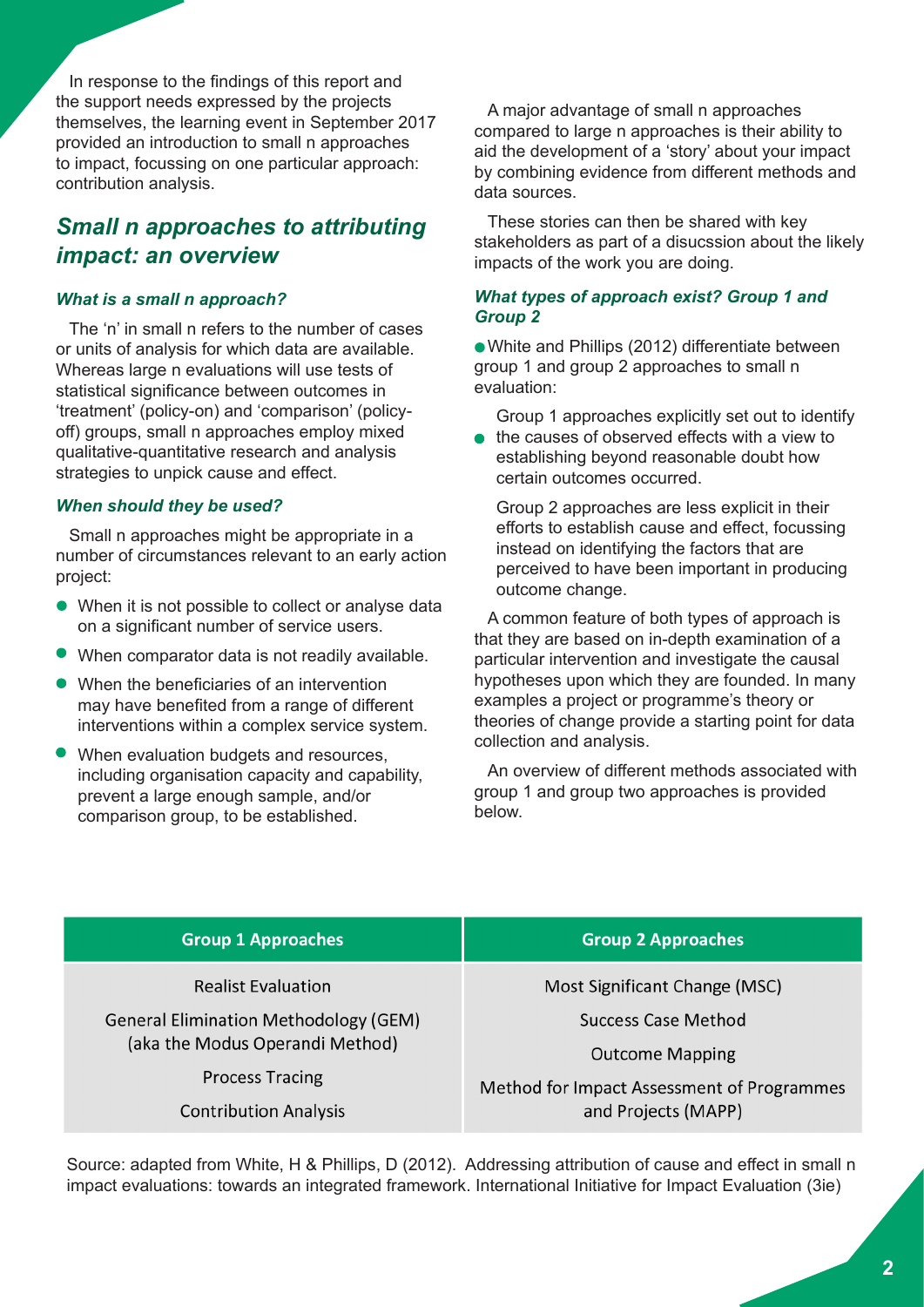In response to the findings of this report and the support needs expressed by the projects themselves, the learning event in September 2017 provided an introduction to small n approaches to impact, focussing on one particular approach: contribution analysis.

## *Small n approaches to attributing impact: an overview*

### *What is a small n approach?*

The 'n' in small n refers to the number of cases or units of analysis for which data are available. Whereas large n evaluations will use tests of statistical significance between outcomes in 'treatment' (policy-on) and 'comparison' (policy-off) groups, small n approaches employ mixed qualitative-quantitative research and analysis strategies to unpick cause and effect.

### *When should they be used?*

Small n approaches might be appropriate in a number of circumstances relevant to an early action project:

- When it is not possible to collect or analyse data on a significant number of service users.
- When comparator data is not readily available.
- When the beneficiaries of an intervention may have benefited from a range of different interventions within a complex service system.
- When evaluation budgets and resources, including organisation capacity and capability, prevent a large enough sample, and/or comparison group, to be established.

A major advantage of small n approaches compared to large n approaches is their ability to aid the development of a 'story' about your impact by combining evidence from different methods and data sources.

These stories can then be shared with key stakeholders as part of a disucssion about the likely impacts of the work you are doing.

### *What types of approach exist? Group 1 and Group 2*

- White and Phillips (2012) differentiate between group 1 and group 2 approaches to small n evaluation:
- Group 1 approaches explicitly set out to identify the causes of observed effects with a view to establishing beyond reasonable doubt how certain outcomes occurred.

  Group 2 approaches are less explicit in their efforts to establish cause and effect, focussing instead on identifying the factors that are perceived to have been important in producing outcome change.

A common feature of both types of approach is that they are based on in-depth examination of a particular intervention and investigate the causal hypotheses upon which they are founded. In many examples a project or programme's theory or theories of change provide a starting point for data collection and analysis.

An overview of different methods associated with group 1 and group two approaches is provided below.

| Group 1 Approaches | Group 2 Approaches |
|---|---|
| Realist Evaluation | Most Significant Change (MSC) |
| General Elimination Methodology (GEM) (aka the Modus Operandi Method) | Success Case Method |
| Process Tracing | Outcome Mapping |
| Contribution Analysis | Method for Impact Assessment of Programmes and Projects (MAPP) |

Source: adapted from White, H & Phillips, D (2012). Addressing attribution of cause and effect in small n impact evaluations: towards an integrated framework. International Initiative for Impact Evaluation (3ie)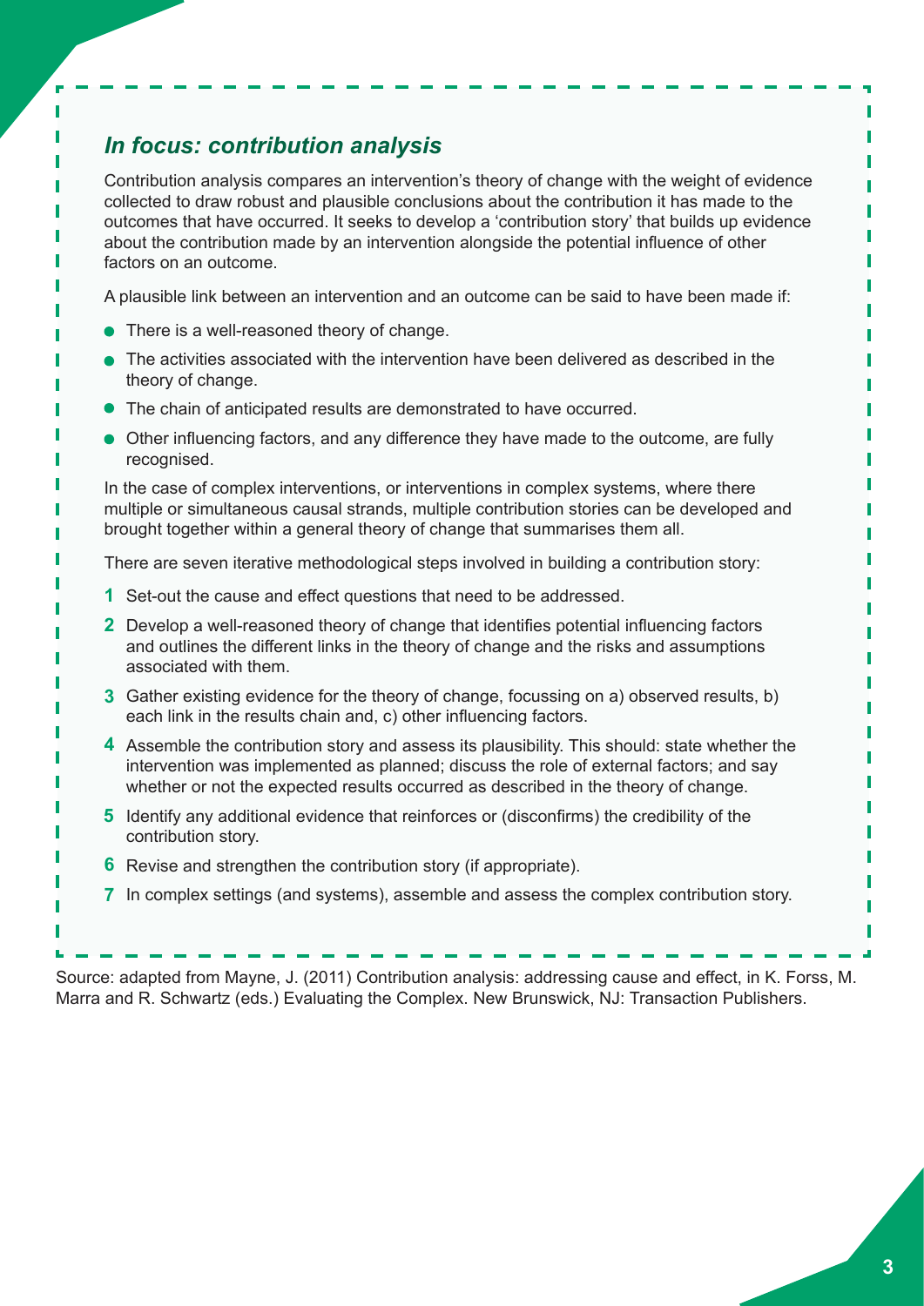### *In focus: contribution analysis*

Contribution analysis compares an intervention's theory of change with the weight of evidence collected to draw robust and plausible conclusions about the contribution it has made to the outcomes that have occurred. It seeks to develop a 'contribution story' that builds up evidence about the contribution made by an intervention alongside the potential influence of other factors on an outcome.

A plausible link between an intervention and an outcome can be said to have been made if:

- There is a well-reasoned theory of change.
- The activities associated with the intervention have been delivered as described in the theory of change.
- The chain of anticipated results are demonstrated to have occurred.
- Other influencing factors, and any difference they have made to the outcome, are fully recognised.

In the case of complex interventions, or interventions in complex systems, where there multiple or simultaneous causal strands, multiple contribution stories can be developed and brought together within a general theory of change that summarises them all.

There are seven iterative methodological steps involved in building a contribution story:

1. Set-out the cause and effect questions that need to be addressed.
2. Develop a well-reasoned theory of change that identifies potential influencing factors and outlines the different links in the theory of change and the risks and assumptions associated with them.
3. Gather existing evidence for the theory of change, focussing on a) observed results, b) each link in the results chain and, c) other influencing factors.
4. Assemble the contribution story and assess its plausibility. This should: state whether the intervention was implemented as planned; discuss the role of external factors; and say whether or not the expected results occurred as described in the theory of change.
5. Identify any additional evidence that reinforces or (disconfirms) the credibility of the contribution story.
6. Revise and strengthen the contribution story (if appropriate).
7. In complex settings (and systems), assemble and assess the complex contribution story.

Source: adapted from Mayne, J. (2011) Contribution analysis: addressing cause and effect, in K. Forss, M. Marra and R. Schwartz (eds.) Evaluating the Complex. New Brunswick, NJ: Transaction Publishers.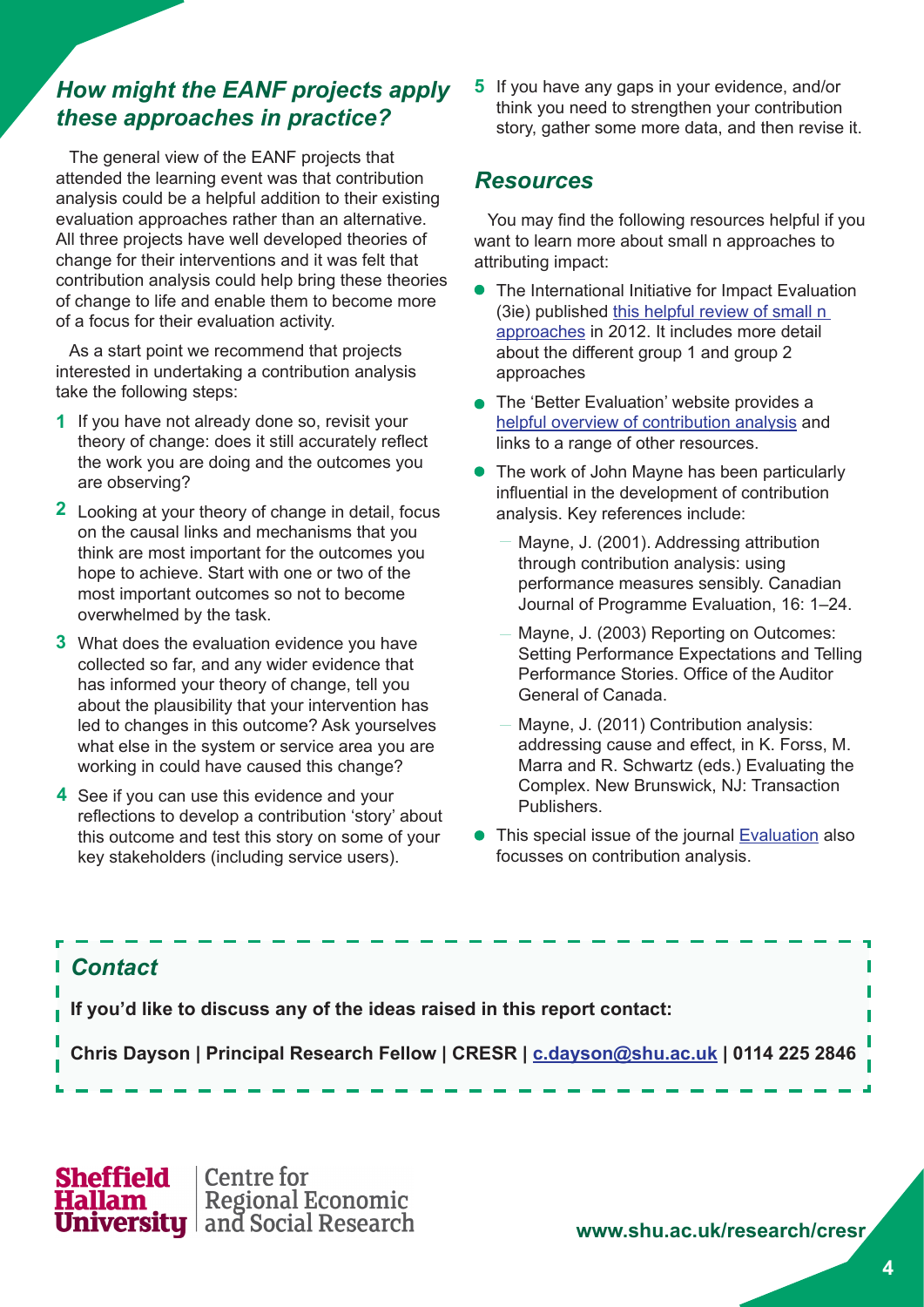## How might the EANF projects apply these approaches in practice?

The general view of the EANF projects that attended the learning event was that contribution analysis could be a helpful addition to their existing evaluation approaches rather than an alternative. All three projects have well developed theories of change for their interventions and it was felt that contribution analysis could help bring these theories of change to life and enable them to become more of a focus for their evaluation activity.

As a start point we recommend that projects interested in undertaking a contribution analysis take the following steps:

1. If you have not already done so, revisit your theory of change: does it still accurately reflect the work you are doing and the outcomes you are observing?
2. Looking at your theory of change in detail, focus on the causal links and mechanisms that you think are most important for the outcomes you hope to achieve. Start with one or two of the most important outcomes so not to become overwhelmed by the task.
3. What does the evaluation evidence you have collected so far, and any wider evidence that has informed your theory of change, tell you about the plausibility that your intervention has led to changes in this outcome? Ask yourselves what else in the system or service area you are working in could have caused this change?
4. See if you can use this evidence and your reflections to develop a contribution 'story' about this outcome and test this story on some of your key stakeholders (including service users).
5. If you have any gaps in your evidence, and/or think you need to strengthen your contribution story, gather some more data, and then revise it.

## Resources

You may find the following resources helpful if you want to learn more about small n approaches to attributing impact:

- The International Initiative for Impact Evaluation (3ie) published this helpful review of small n approaches in 2012. It includes more detail about the different group 1 and group 2 approaches
- The 'Better Evaluation' website provides a helpful overview of contribution analysis and links to a range of other resources.
- The work of John Mayne has been particularly influential in the development of contribution analysis. Key references include:
  - Mayne, J. (2001). Addressing attribution through contribution analysis: using performance measures sensibly. Canadian Journal of Programme Evaluation, 16: 1–24.
  - Mayne, J. (2003) Reporting on Outcomes: Setting Performance Expectations and Telling Performance Stories. Office of the Auditor General of Canada.
  - Mayne, J. (2011) Contribution analysis: addressing cause and effect, in K. Forss, M. Marra and R. Schwartz (eds.) Evaluating the Complex. New Brunswick, NJ: Transaction Publishers.
- This special issue of the journal Evaluation also focusses on contribution analysis.

### Contact

**If you'd like to discuss any of the ideas raised in this report contact:**

**Chris Dayson | Principal Research Fellow | CRESR | c.dayson@shu.ac.uk | 0114 225 2846**

Sheffield Hallam University | Centre for Regional Economic and Social Research

www.shu.ac.uk/research/cresr